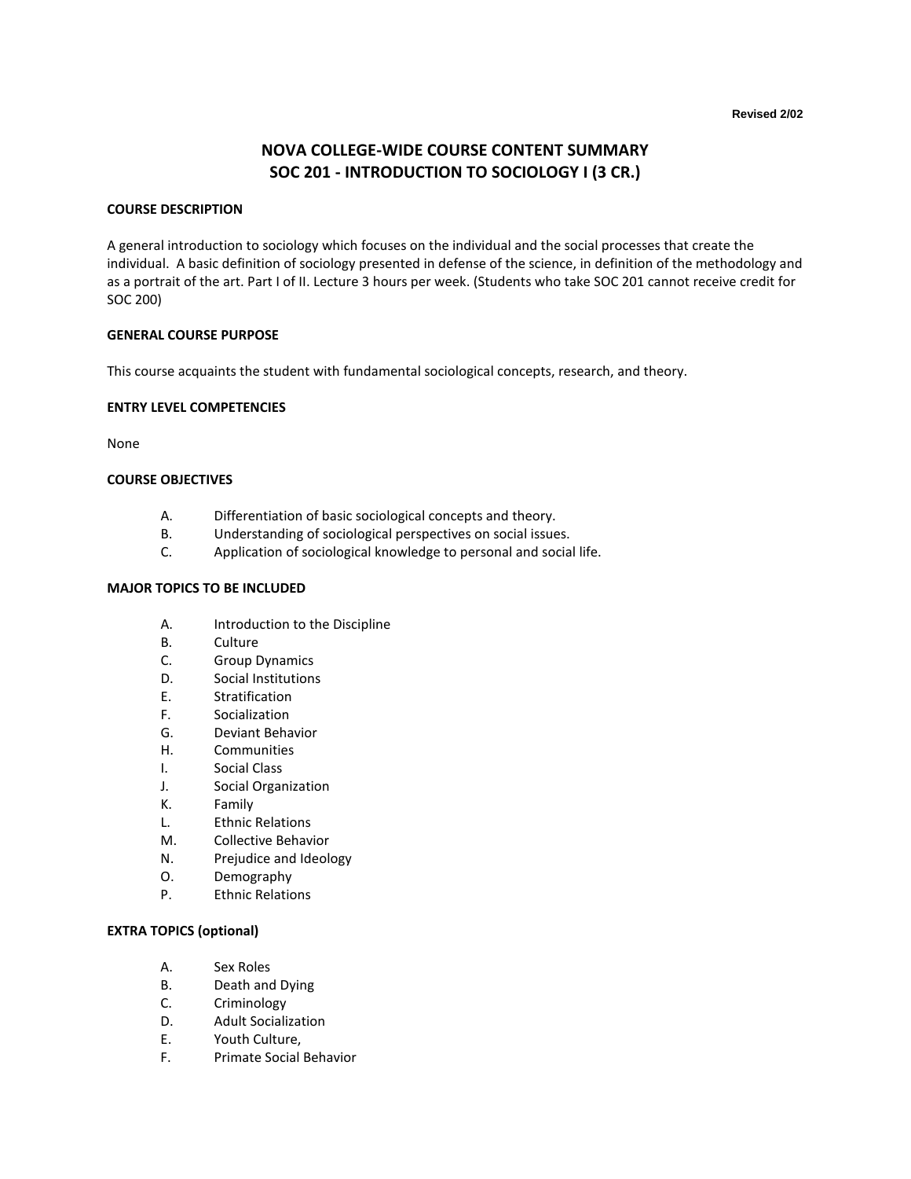Revised 2/02

# NOVA COLLEGE-WIDE COURSE CONTENT SUMMARY
# SOC 201 - INTRODUCTION TO SOCIOLOGY I (3 CR.)

**COURSE DESCRIPTION**

A general introduction to sociology which focuses on the individual and the social processes that create the individual. A basic definition of sociology presented in defense of the science, in definition of the methodology and as a portrait of the art. Part I of II. Lecture 3 hours per week. (Students who take SOC 201 cannot receive credit for SOC 200)

**GENERAL COURSE PURPOSE**

This course acquaints the student with fundamental sociological concepts, research, and theory.

**ENTRY LEVEL COMPETENCIES**

None

**COURSE OBJECTIVES**

A. Differentiation of basic sociological concepts and theory.
B. Understanding of sociological perspectives on social issues.
C. Application of sociological knowledge to personal and social life.

**MAJOR TOPICS TO BE INCLUDED**

A. Introduction to the Discipline
B. Culture
C. Group Dynamics
D. Social Institutions
E. Stratification
F. Socialization
G. Deviant Behavior
H. Communities
I. Social Class
J. Social Organization
K. Family
L. Ethnic Relations
M. Collective Behavior
N. Prejudice and Ideology
O. Demography
P. Ethnic Relations

**EXTRA TOPICS (optional)**

A. Sex Roles
B. Death and Dying
C. Criminology
D. Adult Socialization
E. Youth Culture,
F. Primate Social Behavior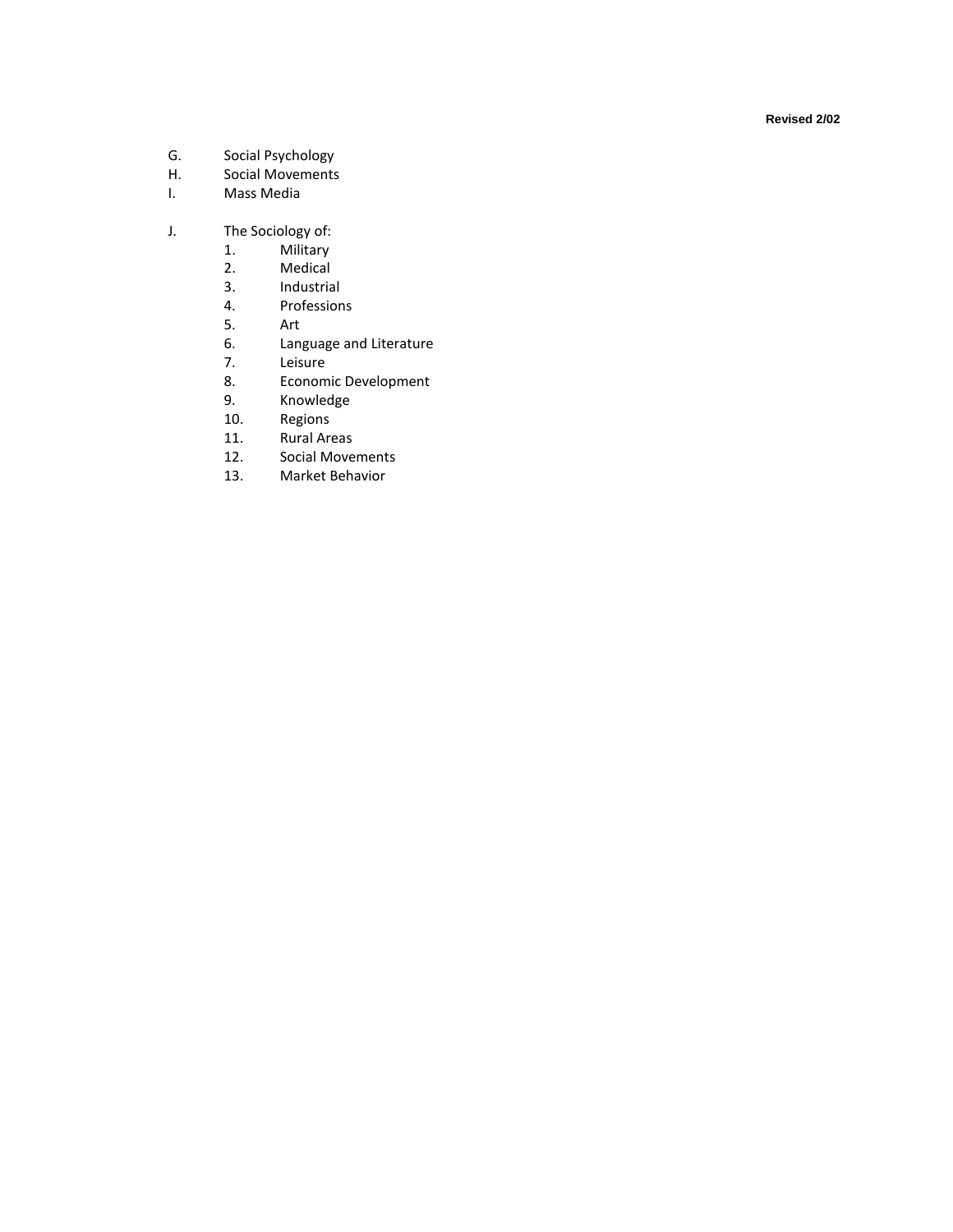Revised 2/02

G. Social Psychology
H. Social Movements
I. Mass Media

J. The Sociology of:
   1. Military
   2. Medical
   3. Industrial
   4. Professions
   5. Art
   6. Language and Literature
   7. Leisure
   8. Economic Development
   9. Knowledge
   10. Regions
   11. Rural Areas
   12. Social Movements
   13. Market Behavior